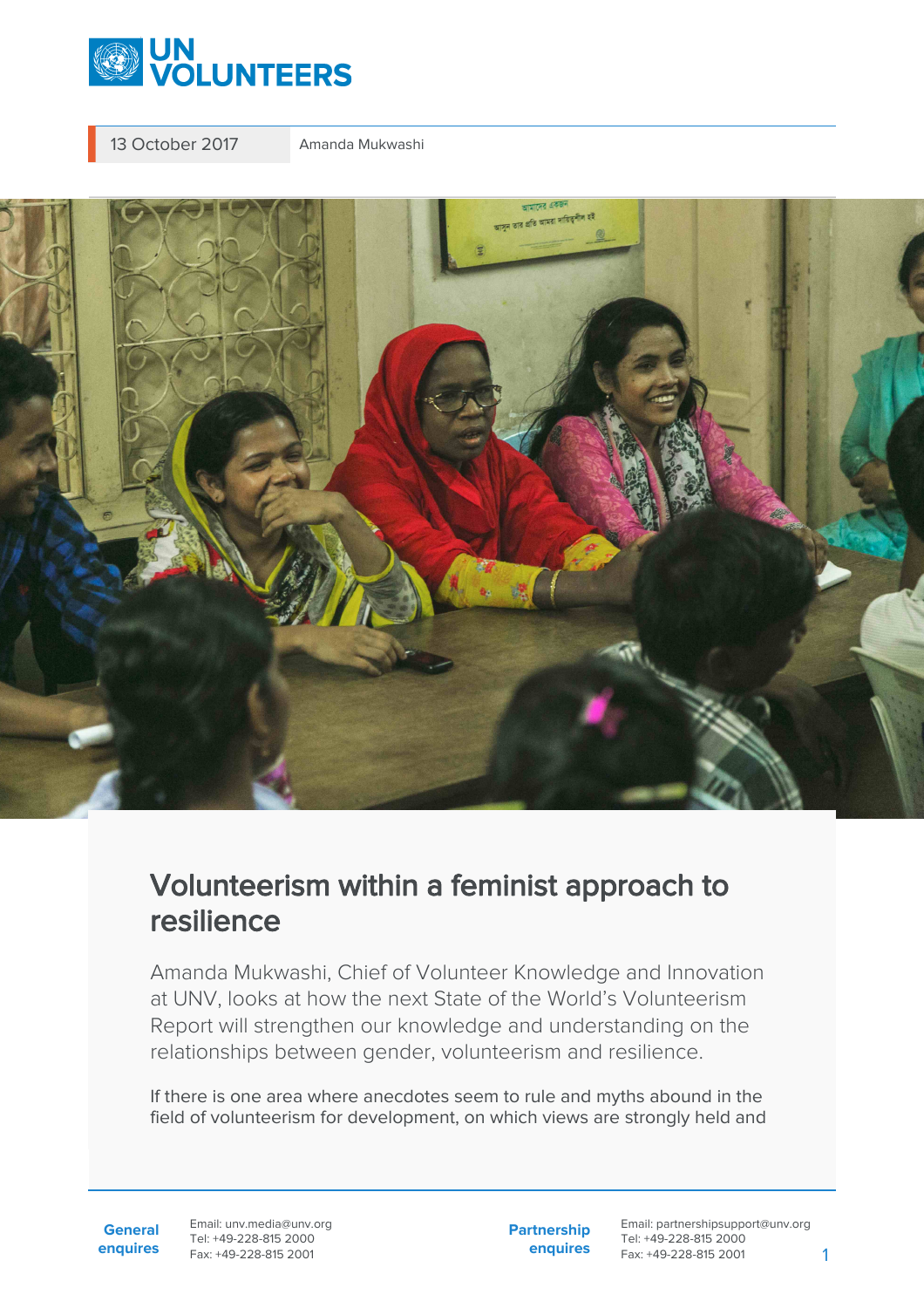13 October 2017 | Amanda Mukwashi

# Volunteerism within a feminist approach to resilience

Amanda Mukwashi, Chief of Volunteer Knowledge and Innovation at UNV, looks at how the next State of the World's Volunteerism Report will strengthen our knowledge and understanding on the relationships between gender, volunteerism and resilience.

If there is one area where anecdotes seem to rule and myths abound in the field of volunteerism for development, on which views are strongly held and

**General enquires**
Email: unv.media@unv.org
Tel: +49-228-815 2000
Fax: +49-228-815 2001

**Partnership enquires**
Email: partnershipsupport@unv.org
Tel: +49-228-815 2000
Fax: +49-228-815 2001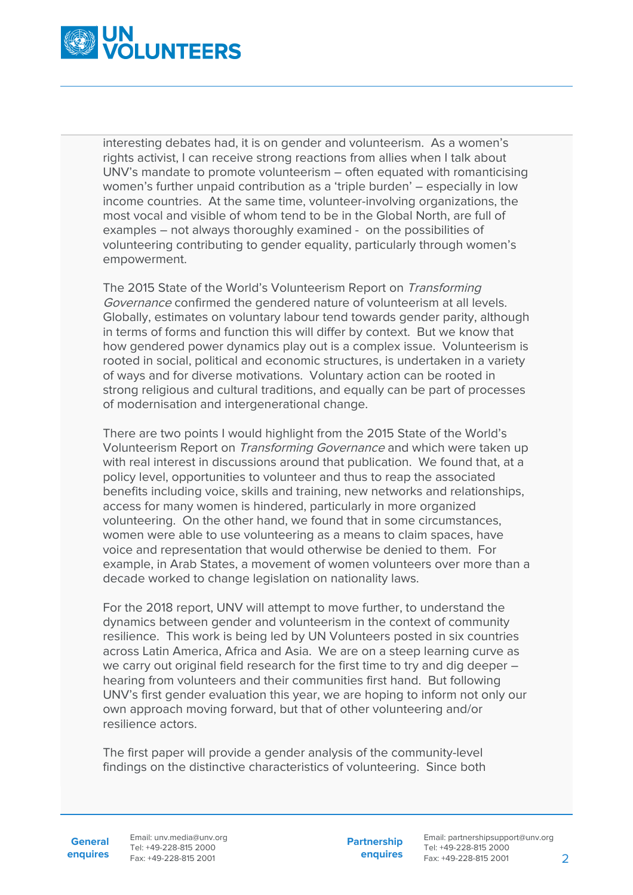interesting debates had, it is on gender and volunteerism. As a women's rights activist, I can receive strong reactions from allies when I talk about UNV's mandate to promote volunteerism – often equated with romanticising women's further unpaid contribution as a 'triple burden' – especially in low income countries. At the same time, volunteer-involving organizations, the most vocal and visible of whom tend to be in the Global North, are full of examples – not always thoroughly examined - on the possibilities of volunteering contributing to gender equality, particularly through women's empowerment.

The 2015 State of the World's Volunteerism Report on *Transforming Governance* confirmed the gendered nature of volunteerism at all levels. Globally, estimates on voluntary labour tend towards gender parity, although in terms of forms and function this will differ by context. But we know that how gendered power dynamics play out is a complex issue. Volunteerism is rooted in social, political and economic structures, is undertaken in a variety of ways and for diverse motivations. Voluntary action can be rooted in strong religious and cultural traditions, and equally can be part of processes of modernisation and intergenerational change.

There are two points I would highlight from the 2015 State of the World's Volunteerism Report on *Transforming Governance* and which were taken up with real interest in discussions around that publication. We found that, at a policy level, opportunities to volunteer and thus to reap the associated benefits including voice, skills and training, new networks and relationships, access for many women is hindered, particularly in more organized volunteering. On the other hand, we found that in some circumstances, women were able to use volunteering as a means to claim spaces, have voice and representation that would otherwise be denied to them. For example, in Arab States, a movement of women volunteers over more than a decade worked to change legislation on nationality laws.

For the 2018 report, UNV will attempt to move further, to understand the dynamics between gender and volunteerism in the context of community resilience. This work is being led by UN Volunteers posted in six countries across Latin America, Africa and Asia. We are on a steep learning curve as we carry out original field research for the first time to try and dig deeper – hearing from volunteers and their communities first hand. But following UNV's first gender evaluation this year, we are hoping to inform not only our own approach moving forward, but that of other volunteering and/or resilience actors.

The first paper will provide a gender analysis of the community-level findings on the distinctive characteristics of volunteering. Since both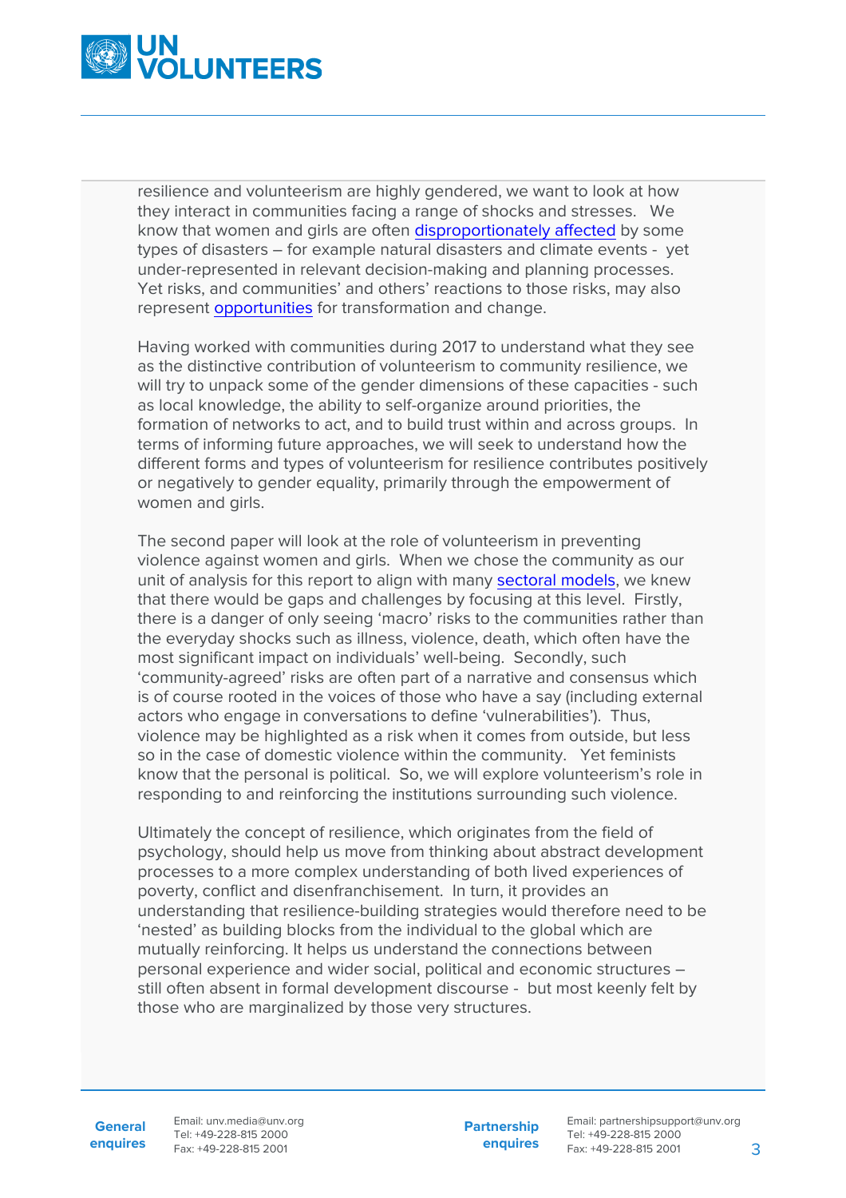resilience and volunteerism are highly gendered, we want to look at how they interact in communities facing a range of shocks and stresses. We know that women and girls are often disproportionately affected by some types of disasters – for example natural disasters and climate events - yet under-represented in relevant decision-making and planning processes. Yet risks, and communities' and others' reactions to those risks, may also represent opportunities for transformation and change.

Having worked with communities during 2017 to understand what they see as the distinctive contribution of volunteerism to community resilience, we will try to unpack some of the gender dimensions of these capacities - such as local knowledge, the ability to self-organize around priorities, the formation of networks to act, and to build trust within and across groups. In terms of informing future approaches, we will seek to understand how the different forms and types of volunteerism for resilience contributes positively or negatively to gender equality, primarily through the empowerment of women and girls.

The second paper will look at the role of volunteerism in preventing violence against women and girls. When we chose the community as our unit of analysis for this report to align with many sectoral models, we knew that there would be gaps and challenges by focusing at this level. Firstly, there is a danger of only seeing 'macro' risks to the communities rather than the everyday shocks such as illness, violence, death, which often have the most significant impact on individuals' well-being. Secondly, such 'community-agreed' risks are often part of a narrative and consensus which is of course rooted in the voices of those who have a say (including external actors who engage in conversations to define 'vulnerabilities'). Thus, violence may be highlighted as a risk when it comes from outside, but less so in the case of domestic violence within the community. Yet feminists know that the personal is political. So, we will explore volunteerism's role in responding to and reinforcing the institutions surrounding such violence.

Ultimately the concept of resilience, which originates from the field of psychology, should help us move from thinking about abstract development processes to a more complex understanding of both lived experiences of poverty, conflict and disenfranchisement. In turn, it provides an understanding that resilience-building strategies would therefore need to be 'nested' as building blocks from the individual to the global which are mutually reinforcing. It helps us understand the connections between personal experience and wider social, political and economic structures – still often absent in formal development discourse - but most keenly felt by those who are marginalized by those very structures.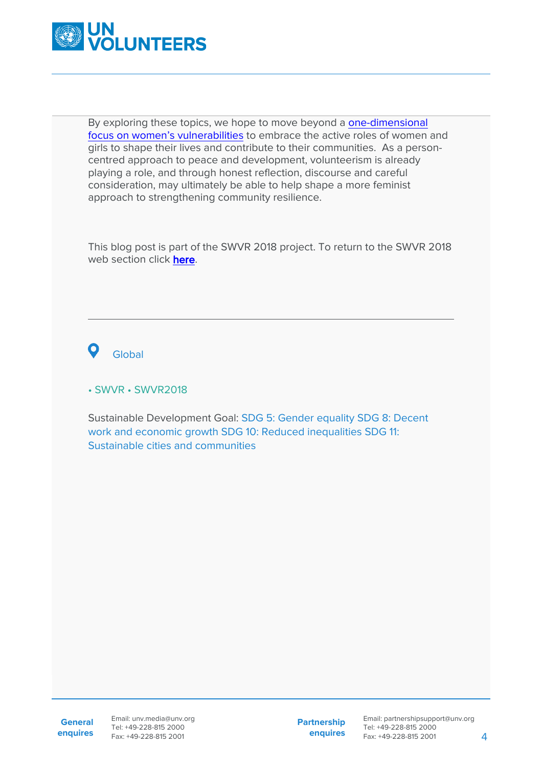By exploring these topics, we hope to move beyond a one-dimensional focus on women's vulnerabilities to embrace the active roles of women and girls to shape their lives and contribute to their communities. As a person-centred approach to peace and development, volunteerism is already playing a role, and through honest reflection, discourse and careful consideration, may ultimately be able to help shape a more feminist approach to strengthening community resilience.

This blog post is part of the SWVR 2018 project. To return to the SWVR 2018 web section click **here**.

---

Global

• SWVR • SWVR2018

Sustainable Development Goal: SDG 5: Gender equality SDG 8: Decent work and economic growth SDG 10: Reduced inequalities SDG 11: Sustainable cities and communities